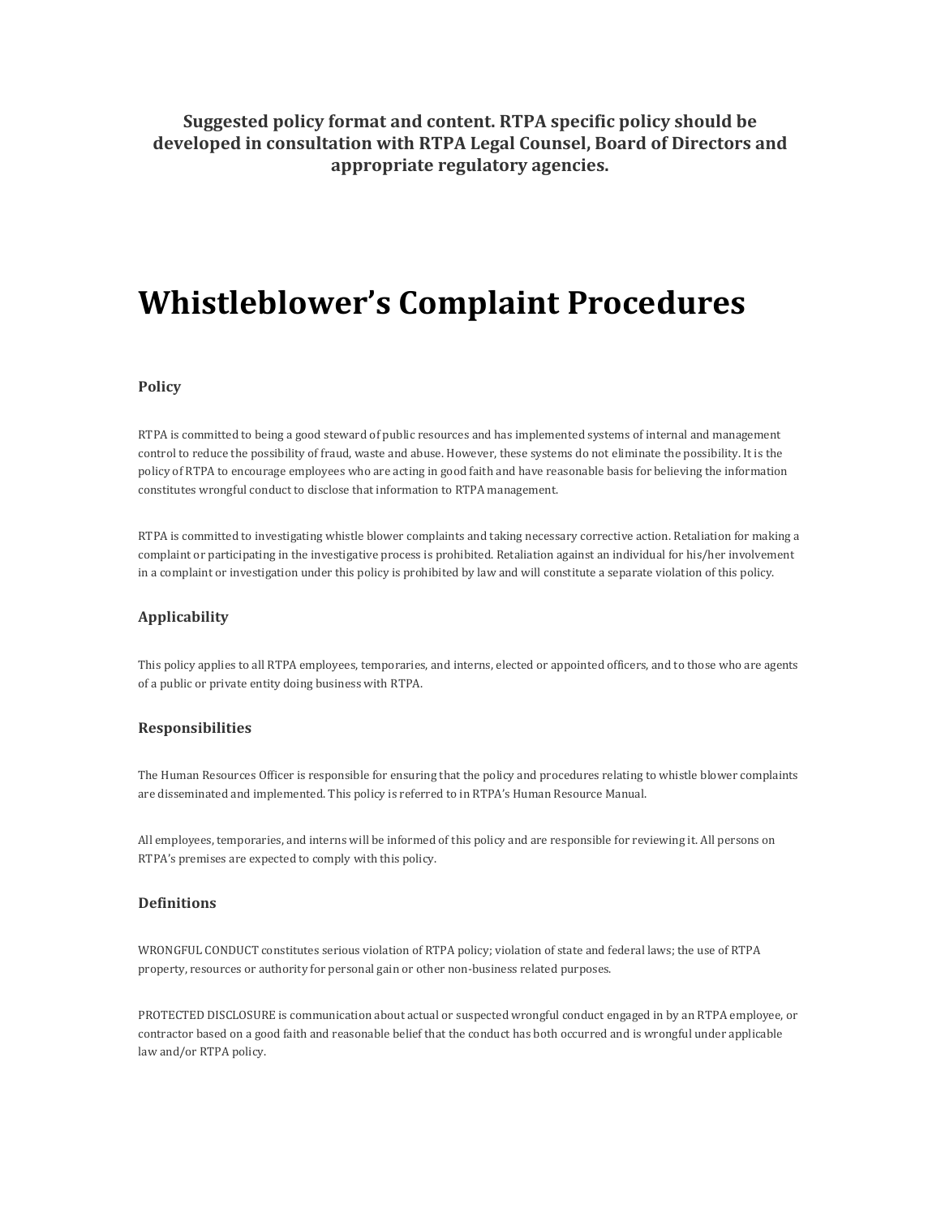**Suggested policy format and content. RTPA specific policy should be developed in consultation with RTPA Legal Counsel, Board of Directors and appropriate regulatory agencies.**

# Whistleblower's Complaint Procedures

### Policy

RTPA is committed to being a good steward of public resources and has implemented systems of internal and management control to reduce the possibility of fraud, waste and abuse. However, these systems do not eliminate the possibility. It is the policy of RTPA to encourage employees who are acting in good faith and have reasonable basis for believing the information constitutes wrongful conduct to disclose that information to RTPA management.

RTPA is committed to investigating whistle blower complaints and taking necessary corrective action. Retaliation for making a complaint or participating in the investigative process is prohibited. Retaliation against an individual for his/her involvement in a complaint or investigation under this policy is prohibited by law and will constitute a separate violation of this policy.

### Applicability

This policy applies to all RTPA employees, temporaries, and interns, elected or appointed officers, and to those who are agents of a public or private entity doing business with RTPA.

### Responsibilities

The Human Resources Officer is responsible for ensuring that the policy and procedures relating to whistle blower complaints are disseminated and implemented. This policy is referred to in RTPA's Human Resource Manual.

All employees, temporaries, and interns will be informed of this policy and are responsible for reviewing it. All persons on RTPA's premises are expected to comply with this policy.

### Definitions

WRONGFUL CONDUCT constitutes serious violation of RTPA policy; violation of state and federal laws; the use of RTPA property, resources or authority for personal gain or other non-business related purposes.

PROTECTED DISCLOSURE is communication about actual or suspected wrongful conduct engaged in by an RTPA employee, or contractor based on a good faith and reasonable belief that the conduct has both occurred and is wrongful under applicable law and/or RTPA policy.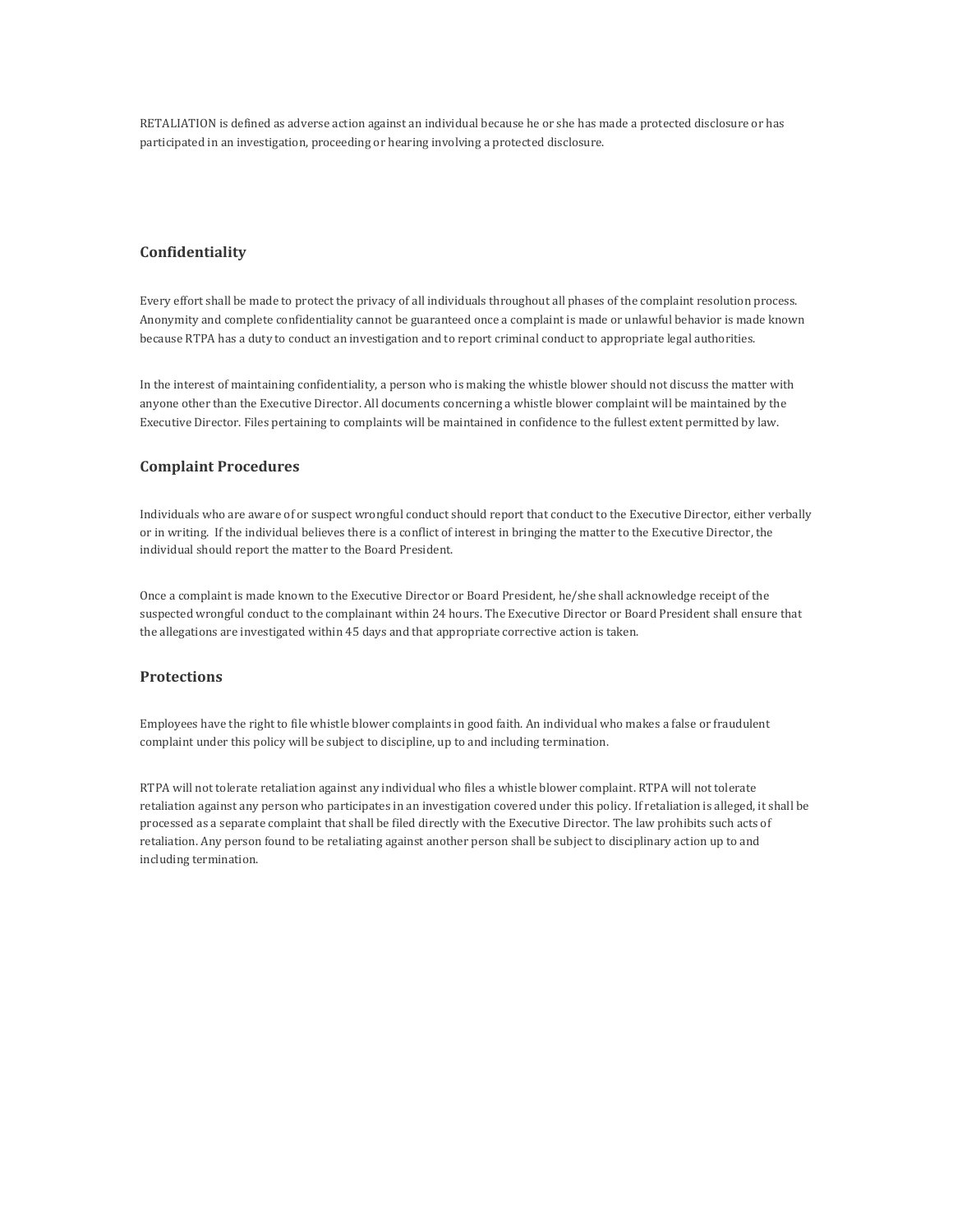RETALIATION is defined as adverse action against an individual because he or she has made a protected disclosure or has participated in an investigation, proceeding or hearing involving a protected disclosure.

## Confidentiality

Every effort shall be made to protect the privacy of all individuals throughout all phases of the complaint resolution process. Anonymity and complete confidentiality cannot be guaranteed once a complaint is made or unlawful behavior is made known because RTPA has a duty to conduct an investigation and to report criminal conduct to appropriate legal authorities.

In the interest of maintaining confidentiality, a person who is making the whistle blower should not discuss the matter with anyone other than the Executive Director. All documents concerning a whistle blower complaint will be maintained by the Executive Director. Files pertaining to complaints will be maintained in confidence to the fullest extent permitted by law.

## Complaint Procedures

Individuals who are aware of or suspect wrongful conduct should report that conduct to the Executive Director, either verbally or in writing. If the individual believes there is a conflict of interest in bringing the matter to the Executive Director, the individual should report the matter to the Board President.

Once a complaint is made known to the Executive Director or Board President, he/she shall acknowledge receipt of the suspected wrongful conduct to the complainant within 24 hours. The Executive Director or Board President shall ensure that the allegations are investigated within 45 days and that appropriate corrective action is taken.

## Protections

Employees have the right to file whistle blower complaints in good faith. An individual who makes a false or fraudulent complaint under this policy will be subject to discipline, up to and including termination.

RTPA will not tolerate retaliation against any individual who files a whistle blower complaint. RTPA will not tolerate retaliation against any person who participates in an investigation covered under this policy. If retaliation is alleged, it shall be processed as a separate complaint that shall be filed directly with the Executive Director. The law prohibits such acts of retaliation. Any person found to be retaliating against another person shall be subject to disciplinary action up to and including termination.